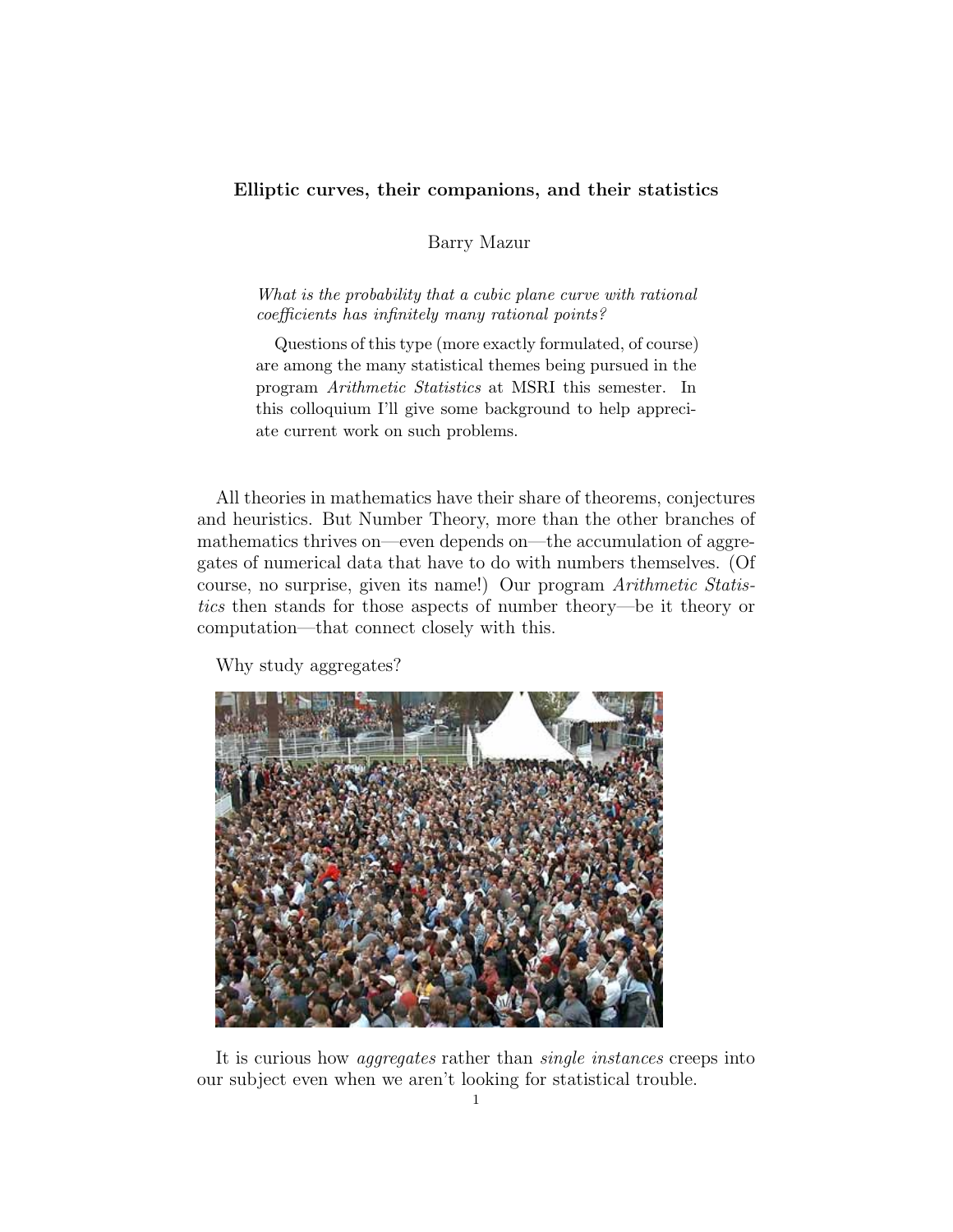**Elliptic curves, their companions, and their statistics**

Barry Mazur

> *What is the probability that a cubic plane curve with rational coefficients has infinitely many rational points?*
>
> Questions of this type (more exactly formulated, of course) are among the many statistical themes being pursued in the program *Arithmetic Statistics* at MSRI this semester. In this colloquium I'll give some background to help appreciate current work on such problems.

All theories in mathematics have their share of theorems, conjectures and heuristics. But Number Theory, more than the other branches of mathematics thrives on—even depends on—the accumulation of aggregates of numerical data that have to do with numbers themselves. (Of course, no surprise, given its name!) Our program *Arithmetic Statistics* then stands for those aspects of number theory—be it theory or computation—that connect closely with this.

Why study aggregates?

It is curious how *aggregates* rather than *single instances* creeps into our subject even when we aren't looking for statistical trouble.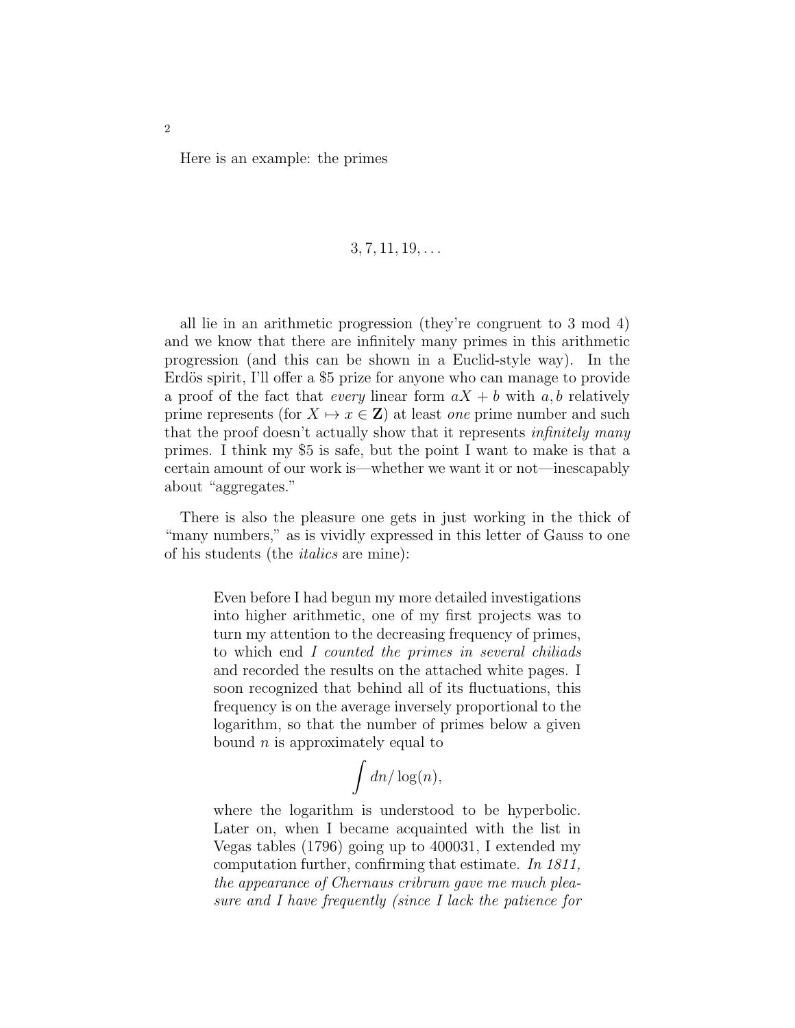Here is an example: the primes

$$3, 7, 11, 19, \ldots$$

all lie in an arithmetic progression (they're congruent to 3 mod 4) and we know that there are infinitely many primes in this arithmetic progression (and this can be shown in a Euclid-style way). In the Erdös spirit, I'll offer a $5 prize for anyone who can manage to provide a proof of the fact that *every* linear form $aX + b$ with $a, b$ relatively prime represents (for $X \mapsto x \in \mathbf{Z}$) at least *one* prime number and such that the proof doesn't actually show that it represents *infinitely many* primes. I think my $5 is safe, but the point I want to make is that a certain amount of our work is—whether we want it or not—inescapably about "aggregates."

There is also the pleasure one gets in just working in the thick of "many numbers," as is vividly expressed in this letter of Gauss to one of his students (the *italics* are mine):

> Even before I had begun my more detailed investigations into higher arithmetic, one of my first projects was to turn my attention to the decreasing frequency of primes, to which end *I counted the primes in several chiliads* and recorded the results on the attached white pages. I soon recognized that behind all of its fluctuations, this frequency is on the average inversely proportional to the logarithm, so that the number of primes below a given bound $n$ is approximately equal to
>
> $$\int dn/\log(n),$$
>
> where the logarithm is understood to be hyperbolic. Later on, when I became acquainted with the list in Vegas tables (1796) going up to 400031, I extended my computation further, confirming that estimate. *In 1811, the appearance of Chernaus cribrum gave me much pleasure and I have frequently (since I lack the patience for*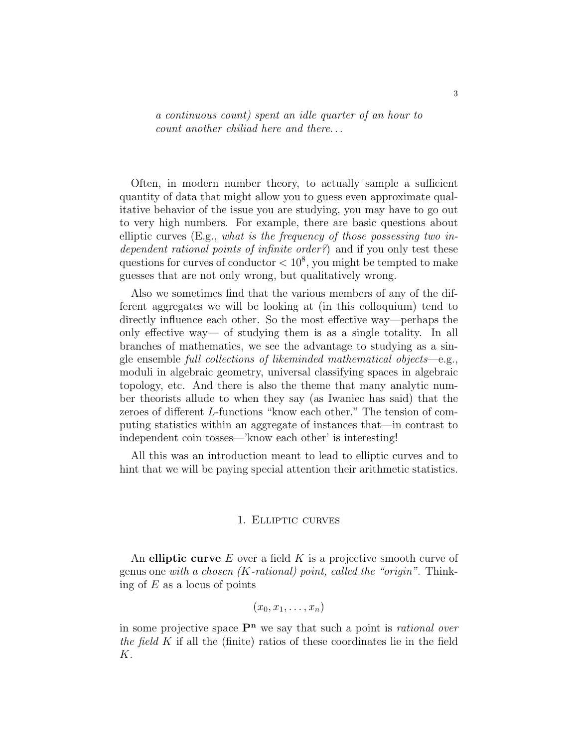*a continuous count) spent an idle quarter of an hour to count another chiliad here and there...*

Often, in modern number theory, to actually sample a sufficient quantity of data that might allow you to guess even approximate qualitative behavior of the issue you are studying, you may have to go out to very high numbers. For example, there are basic questions about elliptic curves (E.g., *what is the frequency of those possessing two independent rational points of infinite order?*) and if you only test these questions for curves of conductor $< 10^8$, you might be tempted to make guesses that are not only wrong, but qualitatively wrong.

Also we sometimes find that the various members of any of the different aggregates we will be looking at (in this colloquium) tend to directly influence each other. So the most effective way—perhaps the only effective way— of studying them is as a single totality. In all branches of mathematics, we see the advantage to studying as a single ensemble *full collections of likeminded mathematical objects*—e.g., moduli in algebraic geometry, universal classifying spaces in algebraic topology, etc. And there is also the theme that many analytic number theorists allude to when they say (as Iwaniec has said) that the zeroes of different $L$-functions "know each other." The tension of computing statistics within an aggregate of instances that—in contrast to independent coin tosses—'know each other' is interesting!

All this was an introduction meant to lead to elliptic curves and to hint that we will be paying special attention their arithmetic statistics.

## 1. Elliptic curves

An **elliptic curve** $E$ over a field $K$ is a projective smooth curve of genus one *with a chosen ($K$-rational) point, called the "origin"*. Thinking of $E$ as a locus of points

$$(x_0, x_1, \dots, x_n)$$

in some projective space $\mathbf{P^n}$ we say that such a point is *rational over the field* $K$ if all the (finite) ratios of these coordinates lie in the field $K$.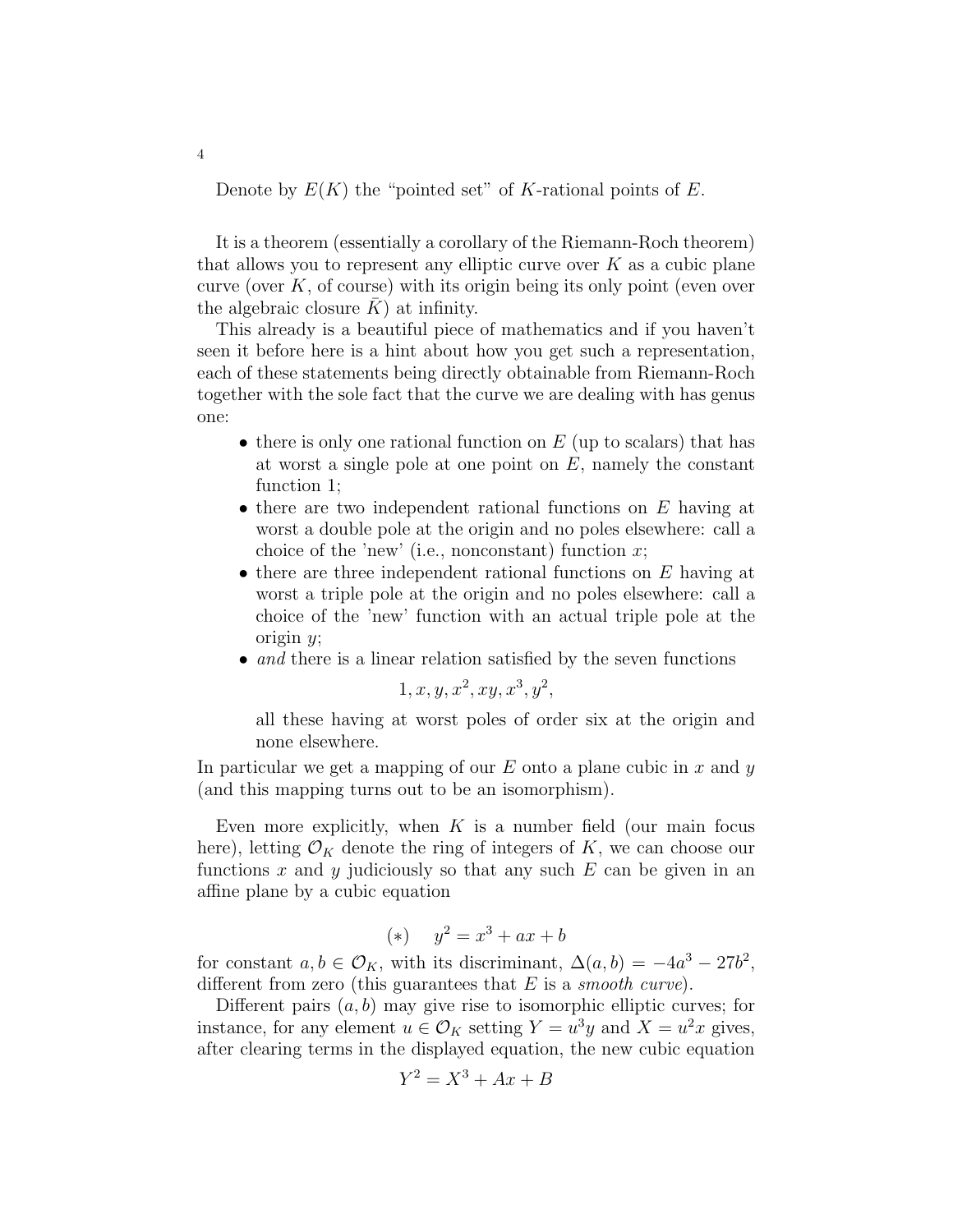Denote by $E(K)$ the "pointed set" of $K$-rational points of $E$.

It is a theorem (essentially a corollary of the Riemann-Roch theorem) that allows you to represent any elliptic curve over $K$ as a cubic plane curve (over $K$, of course) with its origin being its only point (even over the algebraic closure $\bar{K}$) at infinity.

This already is a beautiful piece of mathematics and if you haven't seen it before here is a hint about how you get such a representation, each of these statements being directly obtainable from Riemann-Roch together with the sole fact that the curve we are dealing with has genus one:

- there is only one rational function on $E$ (up to scalars) that has at worst a single pole at one point on $E$, namely the constant function 1;
- there are two independent rational functions on $E$ having at worst a double pole at the origin and no poles elsewhere: call a choice of the 'new' (i.e., nonconstant) function $x$;
- there are three independent rational functions on $E$ having at worst a triple pole at the origin and no poles elsewhere: call a choice of the 'new' function with an actual triple pole at the origin $y$;
- *and* there is a linear relation satisfied by the seven functions

$$1, x, y, x^2, xy, x^3, y^2,$$

  all these having at worst poles of order six at the origin and none elsewhere.

In particular we get a mapping of our $E$ onto a plane cubic in $x$ and $y$ (and this mapping turns out to be an isomorphism).

Even more explicitly, when $K$ is a number field (our main focus here), letting $\mathcal{O}_K$ denote the ring of integers of $K$, we can choose our functions $x$ and $y$ judiciously so that any such $E$ can be given in an affine plane by a cubic equation

$$(*) \quad y^2 = x^3 + ax + b$$

for constant $a, b \in \mathcal{O}_K$, with its discriminant, $\Delta(a, b) = -4a^3 - 27b^2$, different from zero (this guarantees that $E$ is a *smooth curve*).

Different pairs $(a, b)$ may give rise to isomorphic elliptic curves; for instance, for any element $u \in \mathcal{O}_K$ setting $Y = u^3y$ and $X = u^2x$ gives, after clearing terms in the displayed equation, the new cubic equation

$$Y^2 = X^3 + Ax + B$$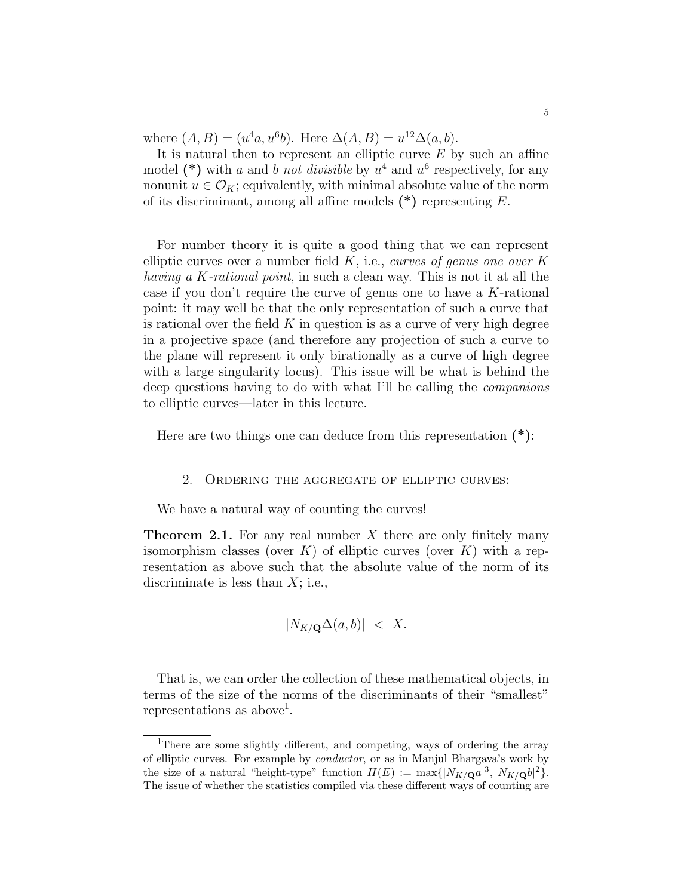where $(A, B) = (u^4 a, u^6 b)$. Here $\Delta(A, B) = u^{12}\Delta(a, b)$.

It is natural then to represent an elliptic curve $E$ by such an affine model **(\*)** with $a$ and $b$ *not divisible* by $u^4$ and $u^6$ respectively, for any nonunit $u \in \mathcal{O}_K$; equivalently, with minimal absolute value of the norm of its discriminant, among all affine models **(\*)** representing $E$.

For number theory it is quite a good thing that we can represent elliptic curves over a number field $K$, i.e., *curves of genus one over $K$ having a $K$-rational point*, in such a clean way. This is not it at all the case if you don't require the curve of genus one to have a $K$-rational point: it may well be that the only representation of such a curve that is rational over the field $K$ in question is as a curve of very high degree in a projective space (and therefore any projection of such a curve to the plane will represent it only birationally as a curve of high degree with a large singularity locus). This issue will be what is behind the deep questions having to do with what I'll be calling the *companions* to elliptic curves—later in this lecture.

Here are two things one can deduce from this representation **(\*)**:

## 2. Ordering the aggregate of elliptic curves:

We have a natural way of counting the curves!

**Theorem 2.1.** For any real number $X$ there are only finitely many isomorphism classes (over $K$) of elliptic curves (over $K$) with a representation as above such that the absolute value of the norm of its discriminate is less than $X$; i.e.,

$$|N_{K/\mathbf{Q}}\Delta(a, b)| \ < \ X.$$

That is, we can order the collection of these mathematical objects, in terms of the size of the norms of the discriminants of their "smallest" representations as above[1].

---

[1] There are some slightly different, and competing, ways of ordering the array of elliptic curves. For example by *conductor*, or as in Manjul Bhargava's work by the size of a natural "height-type" function $H(E) := \max\{|N_{K/\mathbf{Q}}a|^3, |N_{K/\mathbf{Q}}b|^2\}$. The issue of whether the statistics compiled via these different ways of counting are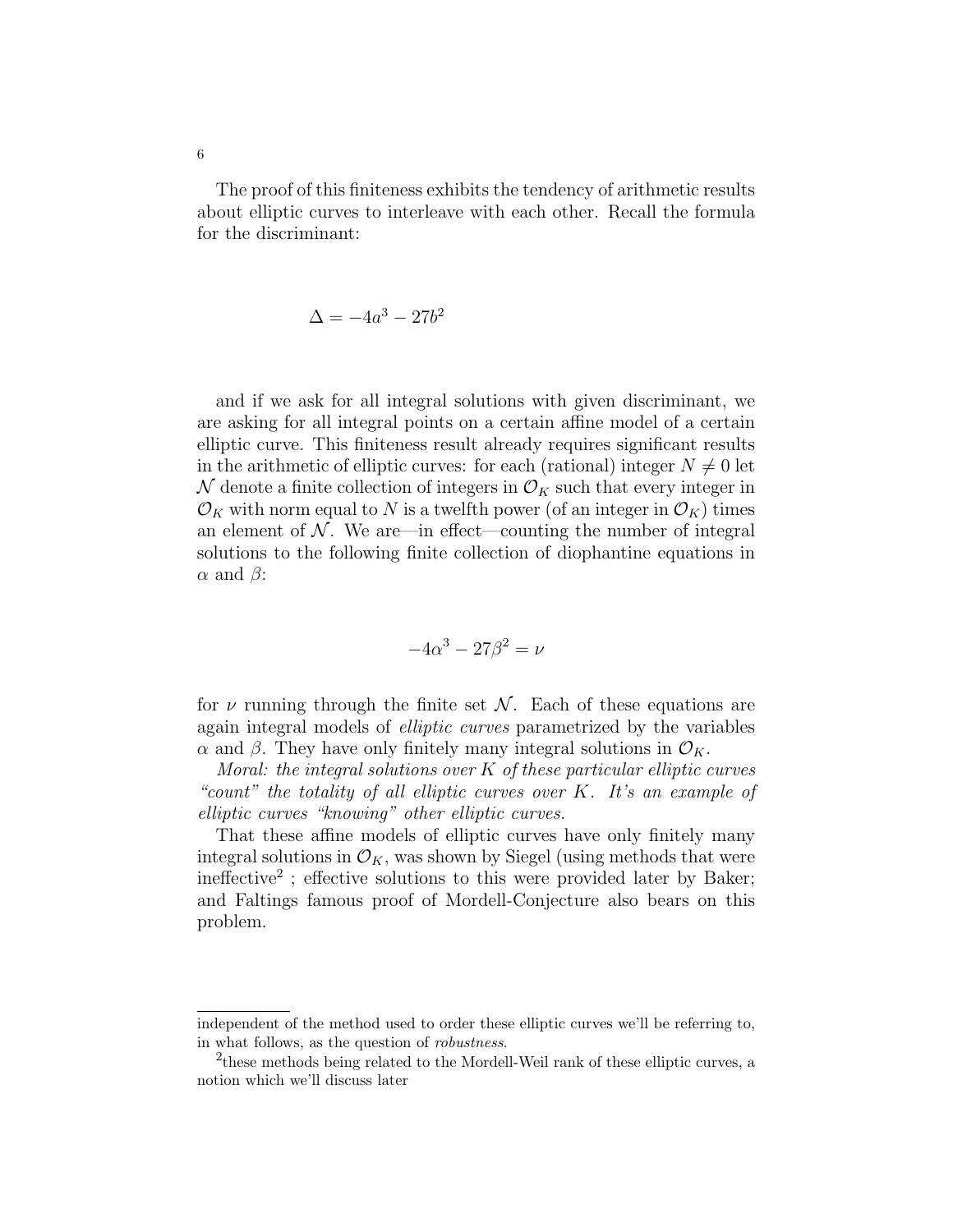The proof of this finiteness exhibits the tendency of arithmetic results about elliptic curves to interleave with each other. Recall the formula for the discriminant:

$$\Delta = -4a^3 - 27b^2$$

and if we ask for all integral solutions with given discriminant, we are asking for all integral points on a certain affine model of a certain elliptic curve. This finiteness result already requires significant results in the arithmetic of elliptic curves: for each (rational) integer $N \neq 0$ let $\mathcal{N}$ denote a finite collection of integers in $\mathcal{O}_K$ such that every integer in $\mathcal{O}_K$ with norm equal to $N$ is a twelfth power (of an integer in $\mathcal{O}_K$) times an element of $\mathcal{N}$. We are—in effect—counting the number of integral solutions to the following finite collection of diophantine equations in $\alpha$ and $\beta$:

$$-4\alpha^3 - 27\beta^2 = \nu$$

for $\nu$ running through the finite set $\mathcal{N}$. Each of these equations are again integral models of *elliptic curves* parametrized by the variables $\alpha$ and $\beta$. They have only finitely many integral solutions in $\mathcal{O}_K$.

*Moral: the integral solutions over $K$ of these particular elliptic curves "count" the totality of all elliptic curves over $K$. It's an example of elliptic curves "knowing" other elliptic curves.*

That these affine models of elliptic curves have only finitely many integral solutions in $\mathcal{O}_K$, was shown by Siegel (using methods that were ineffective[2] ; effective solutions to this were provided later by Baker; and Faltings famous proof of Mordell-Conjecture also bears on this problem.

---

independent of the method used to order these elliptic curves we'll be referring to, in what follows, as the question of *robustness*.

[2]these methods being related to the Mordell-Weil rank of these elliptic curves, a notion which we'll discuss later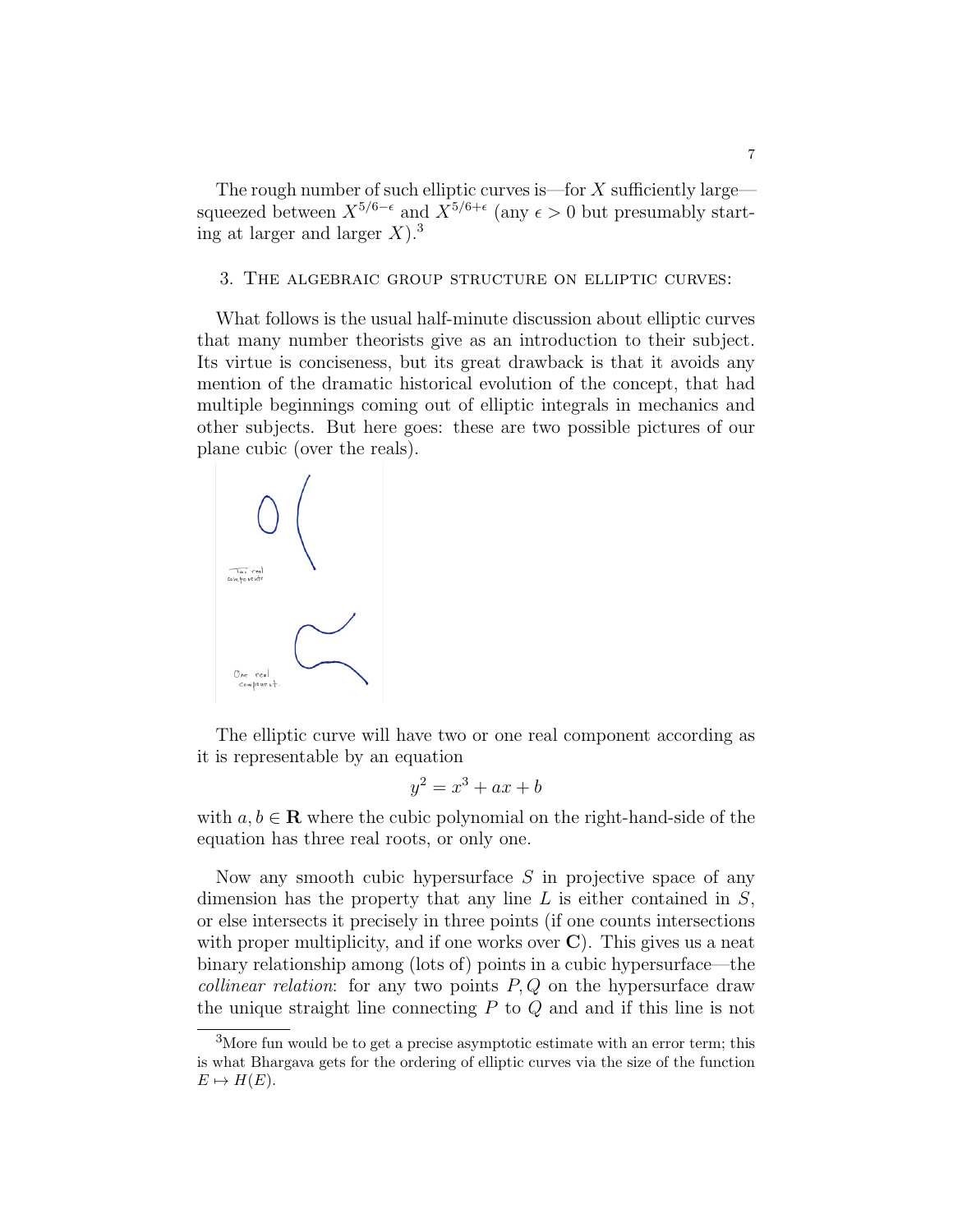The rough number of such elliptic curves is—for $X$ sufficiently large—squeezed between $X^{5/6-\epsilon}$ and $X^{5/6+\epsilon}$ (any $\epsilon > 0$ but presumably starting at larger and larger $X$).[3]

## 3. The algebraic group structure on elliptic curves:

What follows is the usual half-minute discussion about elliptic curves that many number theorists give as an introduction to their subject. Its virtue is conciseness, but its great drawback is that it avoids any mention of the dramatic historical evolution of the concept, that had multiple beginnings coming out of elliptic integrals in mechanics and other subjects. But here goes: these are two possible pictures of our plane cubic (over the reals).

Two real components

One real component.

The elliptic curve will have two or one real component according as it is representable by an equation

$$y^2 = x^3 + ax + b$$

with $a, b \in \mathbf{R}$ where the cubic polynomial on the right-hand-side of the equation has three real roots, or only one.

Now any smooth cubic hypersurface $S$ in projective space of any dimension has the property that any line $L$ is either contained in $S$, or else intersects it precisely in three points (if one counts intersections with proper multiplicity, and if one works over $\mathbf{C}$). This gives us a neat binary relationship among (lots of) points in a cubic hypersurface—the *collinear relation*: for any two points $P, Q$ on the hypersurface draw the unique straight line connecting $P$ to $Q$ and and if this line is not

[3] More fun would be to get a precise asymptotic estimate with an error term; this is what Bhargava gets for the ordering of elliptic curves via the size of the function $E \mapsto H(E)$.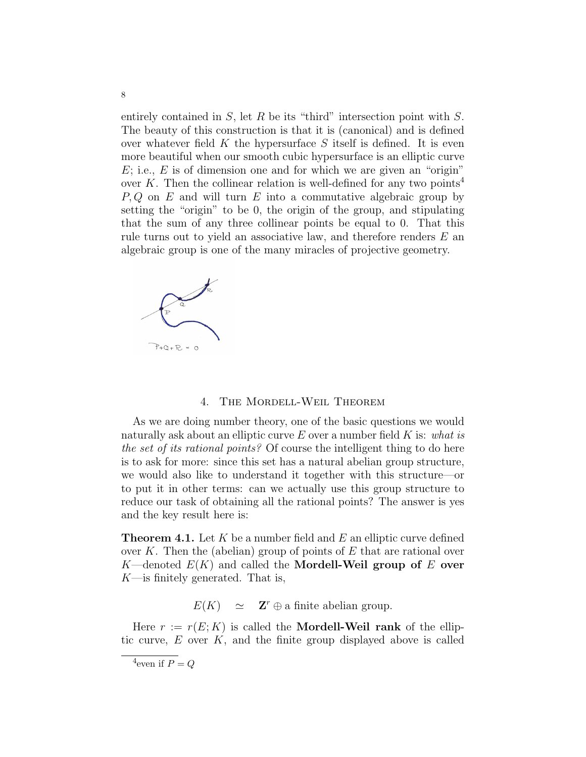entirely contained in $S$, let $R$ be its "third" intersection point with $S$. The beauty of this construction is that it is (canonical) and is defined over whatever field $K$ the hypersurface $S$ itself is defined. It is even more beautiful when our smooth cubic hypersurface is an elliptic curve $E$; i.e., $E$ is of dimension one and for which we are given an "origin" over $K$. Then the collinear relation is well-defined for any two points[4] $P, Q$ on $E$ and will turn $E$ into a commutative algebraic group by setting the "origin" to be 0, the origin of the group, and stipulating that the sum of any three collinear points be equal to 0. That this rule turns out to yield an associative law, and therefore renders $E$ an algebraic group is one of the many miracles of projective geometry.

P

Q

R

P+Q+R = 0

## 4. The Mordell-Weil Theorem

As we are doing number theory, one of the basic questions we would naturally ask about an elliptic curve $E$ over a number field $K$ is: *what is the set of its rational points?* Of course the intelligent thing to do here is to ask for more: since this set has a natural abelian group structure, we would also like to understand it together with this structure—or to put it in other terms: can we actually use this group structure to reduce our task of obtaining all the rational points? The answer is yes and the key result here is:

**Theorem 4.1.** Let $K$ be a number field and $E$ an elliptic curve defined over $K$. Then the (abelian) group of points of $E$ that are rational over $K$—denoted $E(K)$ and called the **Mordell-Weil group of** $E$ **over** $K$—is finitely generated. That is,

$$E(K) \quad \simeq \quad \mathbf{Z}^r \oplus \text{a finite abelian group.}$$

Here $r := r(E; K)$ is called the **Mordell-Weil rank** of the elliptic curve, $E$ over $K$, and the finite group displayed above is called

[4] even if $P = Q$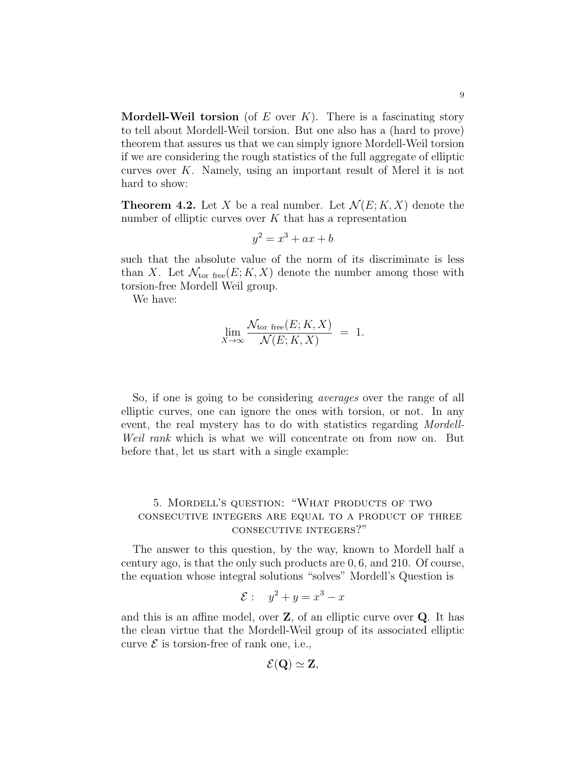**Mordell-Weil torsion** (of $E$ over $K$). There is a fascinating story to tell about Mordell-Weil torsion. But one also has a (hard to prove) theorem that assures us that we can simply ignore Mordell-Weil torsion if we are considering the rough statistics of the full aggregate of elliptic curves over $K$. Namely, using an important result of Merel it is not hard to show:

**Theorem 4.2.** Let $X$ be a real number. Let $\mathcal{N}(E; K, X)$ denote the number of elliptic curves over $K$ that has a representation

$$y^2 = x^3 + ax + b$$

such that the absolute value of the norm of its discriminate is less than $X$. Let $\mathcal{N}_{\text{tor free}}(E; K, X)$ denote the number among those with torsion-free Mordell Weil group.

We have:

$$\lim_{X \to \infty} \frac{\mathcal{N}_{\text{tor free}}(E; K, X)}{\mathcal{N}(E; K, X)} \;=\; 1.$$

So, if one is going to be considering *averages* over the range of all elliptic curves, one can ignore the ones with torsion, or not. In any event, the real mystery has to do with statistics regarding *Mordell-Weil rank* which is what we will concentrate on from now on. But before that, let us start with a single example:

## 5. Mordell's question: "What products of two consecutive integers are equal to a product of three consecutive integers?"

The answer to this question, by the way, known to Mordell half a century ago, is that the only such products are $0, 6$, and $210$. Of course, the equation whose integral solutions "solves" Mordell's Question is

$$\mathcal{E}: \quad y^2 + y = x^3 - x$$

and this is an affine model, over $\mathbf{Z}$, of an elliptic curve over $\mathbf{Q}$. It has the clean virtue that the Mordell-Weil group of its associated elliptic curve $\mathcal{E}$ is torsion-free of rank one, i.e.,

$$\mathcal{E}(\mathbf{Q}) \simeq \mathbf{Z},$$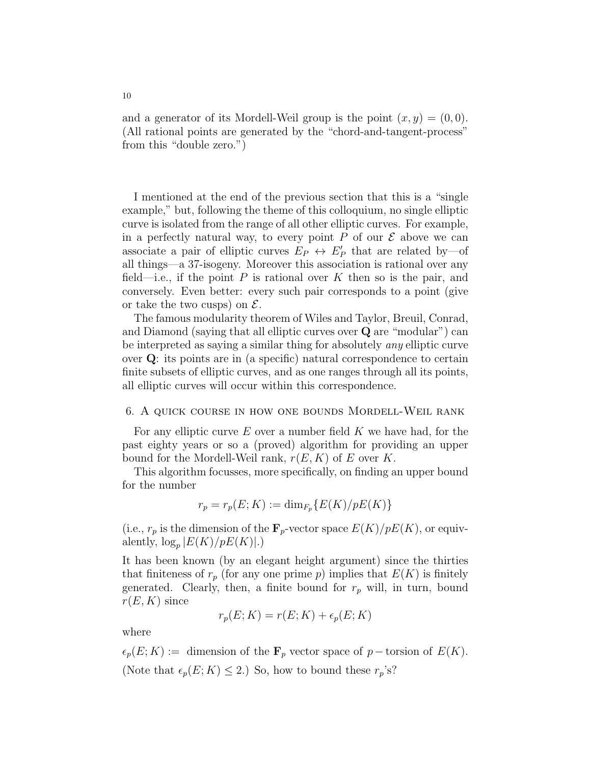and a generator of its Mordell-Weil group is the point $(x, y) = (0, 0)$. (All rational points are generated by the "chord-and-tangent-process" from this "double zero.")

I mentioned at the end of the previous section that this is a "single example," but, following the theme of this colloquium, no single elliptic curve is isolated from the range of all other elliptic curves. For example, in a perfectly natural way, to every point $P$ of our $\mathcal{E}$ above we can associate a pair of elliptic curves $E_P \leftrightarrow E'_P$ that are related by—of all things—a 37-isogeny. Moreover this association is rational over any field—i.e., if the point $P$ is rational over $K$ then so is the pair, and conversely. Even better: every such pair corresponds to a point (give or take the two cusps) on $\mathcal{E}$.

The famous modularity theorem of Wiles and Taylor, Breuil, Conrad, and Diamond (saying that all elliptic curves over $\mathbf{Q}$ are "modular") can be interpreted as saying a similar thing for absolutely *any* elliptic curve over $\mathbf{Q}$: its points are in (a specific) natural correspondence to certain finite subsets of elliptic curves, and as one ranges through all its points, all elliptic curves will occur within this correspondence.

## 6. A quick course in how one bounds Mordell-Weil rank

For any elliptic curve $E$ over a number field $K$ we have had, for the past eighty years or so a (proved) algorithm for providing an upper bound for the Mordell-Weil rank, $r(E, K)$ of $E$ over $K$.

This algorithm focusses, more specifically, on finding an upper bound for the number

$$r_p = r_p(E; K) := \dim_{F_p}\{E(K)/pE(K)\}$$

(i.e., $r_p$ is the dimension of the $\mathbf{F}_p$-vector space $E(K)/pE(K)$, or equivalently, $\log_p |E(K)/pE(K)|$.)

It has been known (by an elegant height argument) since the thirties that finiteness of $r_p$ (for any one prime $p$) implies that $E(K)$ is finitely generated. Clearly, then, a finite bound for $r_p$ will, in turn, bound $r(E, K)$ since

$$r_p(E; K) = r(E; K) + \epsilon_p(E; K)$$

where

$\epsilon_p(E; K) :=$ dimension of the $\mathbf{F}_p$ vector space of $p-$torsion of $E(K)$.

(Note that $\epsilon_p(E; K) \leq 2$.) So, how to bound these $r_p$'s?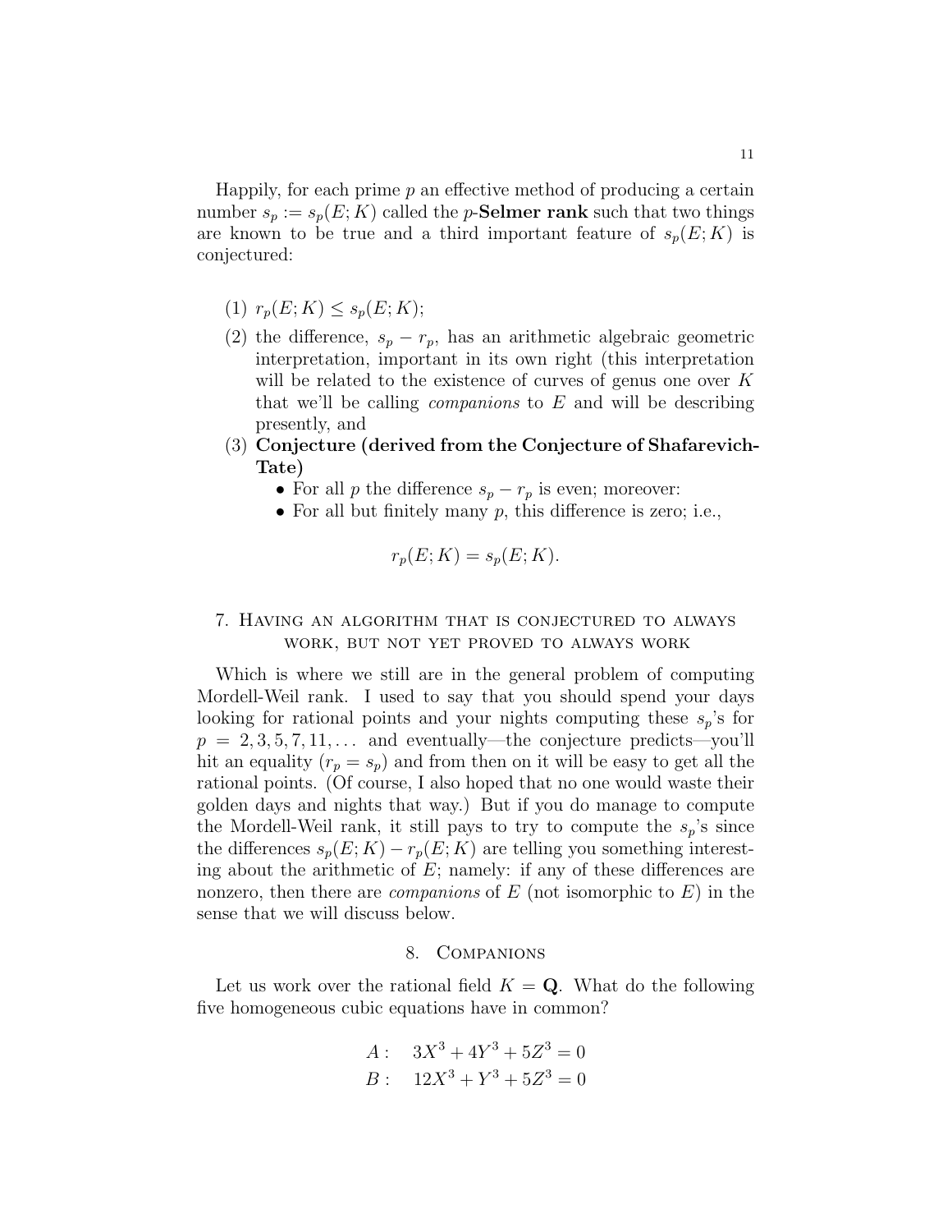Happily, for each prime $p$ an effective method of producing a certain number $s_p := s_p(E; K)$ called the $p$-**Selmer rank** such that two things are known to be true and a third important feature of $s_p(E; K)$ is conjectured:

(1) $r_p(E; K) \leq s_p(E; K)$;

(2) the difference, $s_p - r_p$, has an arithmetic algebraic geometric interpretation, important in its own right (this interpretation will be related to the existence of curves of genus one over $K$ that we'll be calling *companions* to $E$ and will be describing presently, and

(3) **Conjecture (derived from the Conjecture of Shafarevich-Tate)**
- For all $p$ the difference $s_p - r_p$ is even; moreover:
- For all but finitely many $p$, this difference is zero; i.e.,

$$r_p(E; K) = s_p(E; K).$$

## 7. Having an algorithm that is conjectured to always work, but not yet proved to always work

Which is where we still are in the general problem of computing Mordell-Weil rank. I used to say that you should spend your days looking for rational points and your nights computing these $s_p$'s for $p = 2, 3, 5, 7, 11, \ldots$ and eventually—the conjecture predicts—you'll hit an equality ($r_p = s_p$) and from then on it will be easy to get all the rational points. (Of course, I also hoped that no one would waste their golden days and nights that way.) But if you do manage to compute the Mordell-Weil rank, it still pays to try to compute the $s_p$'s since the differences $s_p(E; K) - r_p(E; K)$ are telling you something interesting about the arithmetic of $E$; namely: if any of these differences are nonzero, then there are *companions* of $E$ (not isomorphic to $E$) in the sense that we will discuss below.

## 8. Companions

Let us work over the rational field $K = \mathbf{Q}$. What do the following five homogeneous cubic equations have in common?

$$A: \quad 3X^3 + 4Y^3 + 5Z^3 = 0$$
$$B: \quad 12X^3 + Y^3 + 5Z^3 = 0$$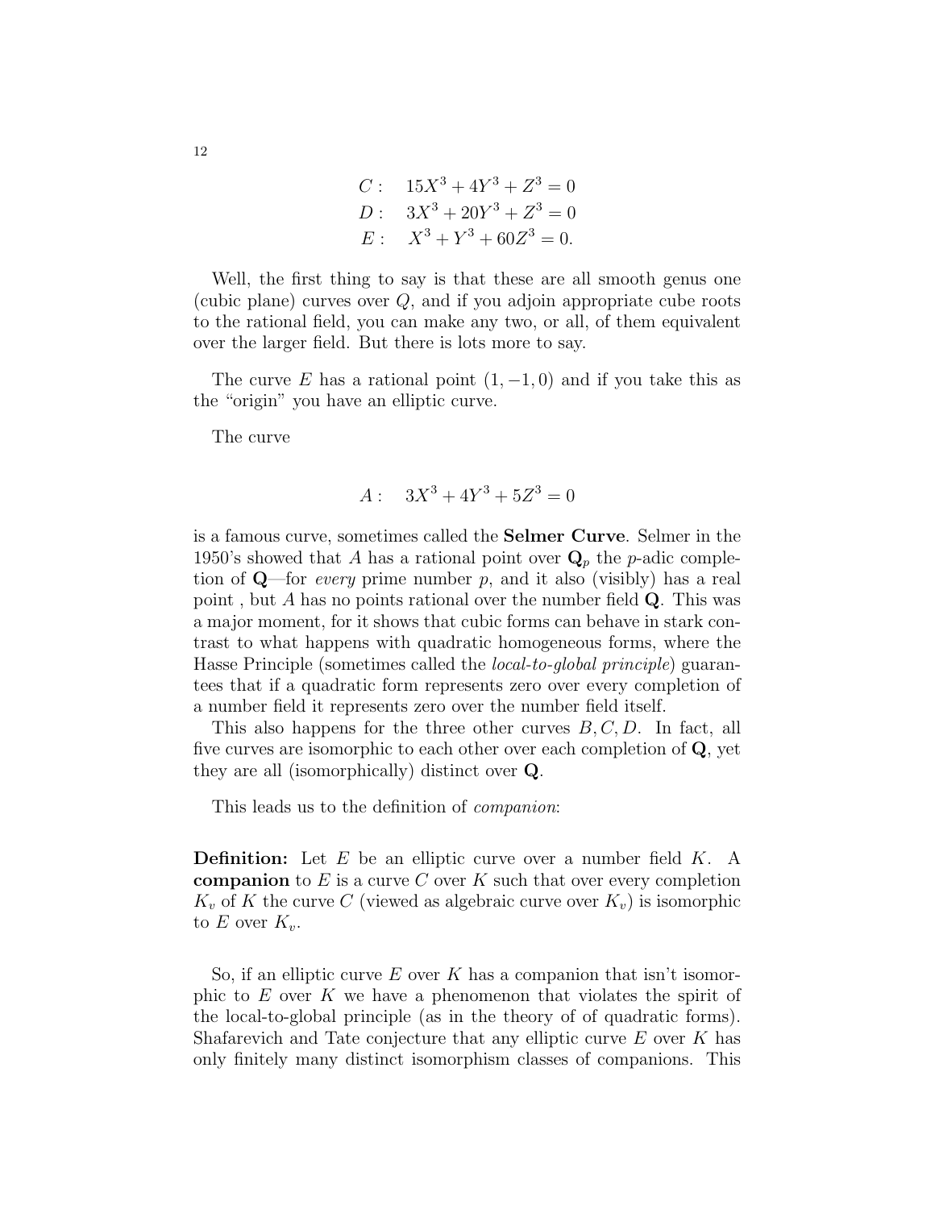$$
\begin{aligned}
C: &\quad 15X^3 + 4Y^3 + Z^3 = 0 \\
D: &\quad 3X^3 + 20Y^3 + Z^3 = 0 \\
E: &\quad X^3 + Y^3 + 60Z^3 = 0.
\end{aligned}
$$

Well, the first thing to say is that these are all smooth genus one (cubic plane) curves over $Q$, and if you adjoin appropriate cube roots to the rational field, you can make any two, or all, of them equivalent over the larger field. But there is lots more to say.

The curve $E$ has a rational point $(1, -1, 0)$ and if you take this as the "origin" you have an elliptic curve.

The curve

$$
A: \quad 3X^3 + 4Y^3 + 5Z^3 = 0
$$

is a famous curve, sometimes called the **Selmer Curve**. Selmer in the 1950's showed that $A$ has a rational point over $\mathbf{Q}_p$ the $p$-adic completion of $\mathbf{Q}$—for *every* prime number $p$, and it also (visibly) has a real point , but $A$ has no points rational over the number field $\mathbf{Q}$. This was a major moment, for it shows that cubic forms can behave in stark contrast to what happens with quadratic homogeneous forms, where the Hasse Principle (sometimes called the *local-to-global principle*) guarantees that if a quadratic form represents zero over every completion of a number field it represents zero over the number field itself.

This also happens for the three other curves $B, C, D$. In fact, all five curves are isomorphic to each other over each completion of $\mathbf{Q}$, yet they are all (isomorphically) distinct over $\mathbf{Q}$.

This leads us to the definition of *companion*:

**Definition:** Let $E$ be an elliptic curve over a number field $K$. A **companion** to $E$ is a curve $C$ over $K$ such that over every completion $K_v$ of $K$ the curve $C$ (viewed as algebraic curve over $K_v$) is isomorphic to $E$ over $K_v$.

So, if an elliptic curve $E$ over $K$ has a companion that isn't isomorphic to $E$ over $K$ we have a phenomenon that violates the spirit of the local-to-global principle (as in the theory of of quadratic forms). Shafarevich and Tate conjecture that any elliptic curve $E$ over $K$ has only finitely many distinct isomorphism classes of companions. This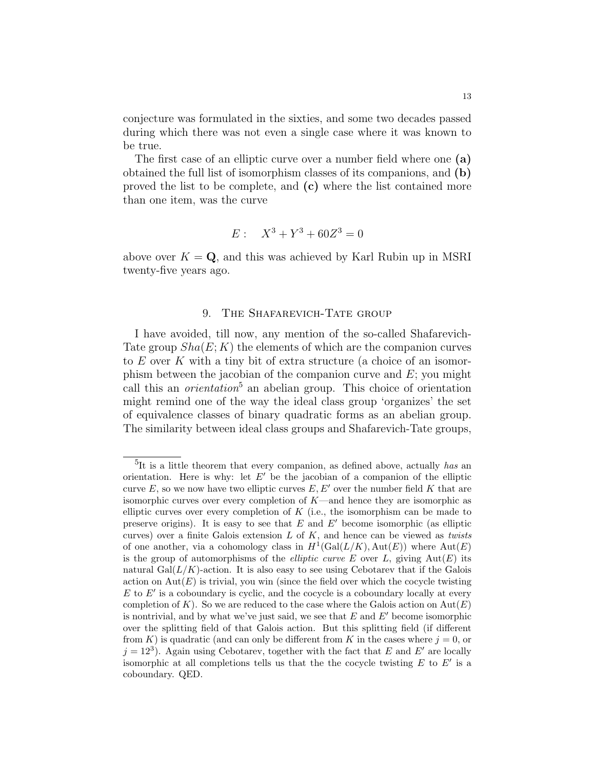conjecture was formulated in the sixties, and some two decades passed during which there was not even a single case where it was known to be true.

The first case of an elliptic curve over a number field where one **(a)** obtained the full list of isomorphism classes of its companions, and **(b)** proved the list to be complete, and **(c)** where the list contained more than one item, was the curve

$$E: \quad X^3 + Y^3 + 60Z^3 = 0$$

above over $K = \mathbf{Q}$, and this was achieved by Karl Rubin up in MSRI twenty-five years ago.

## 9. The Shafarevich-Tate group

I have avoided, till now, any mention of the so-called Shafarevich-Tate group $Sha(E;K)$ the elements of which are the companion curves to $E$ over $K$ with a tiny bit of extra structure (a choice of an isomorphism between the jacobian of the companion curve and $E$; you might call this an *orientation*[5] an abelian group. This choice of orientation might remind one of the way the ideal class group 'organizes' the set of equivalence classes of binary quadratic forms as an abelian group. The similarity between ideal class groups and Shafarevich-Tate groups,

---

[5]It is a little theorem that every companion, as defined above, actually *has* an orientation. Here is why: let $E'$ be the jacobian of a companion of the elliptic curve $E$, so we now have two elliptic curves $E, E'$ over the number field $K$ that are isomorphic curves over every completion of $K$—and hence they are isomorphic as elliptic curves over every completion of $K$ (i.e., the isomorphism can be made to preserve origins). It is easy to see that $E$ and $E'$ become isomorphic (as elliptic curves) over a finite Galois extension $L$ of $K$, and hence can be viewed as *twists* of one another, via a cohomology class in $H^1(\mathrm{Gal}(L/K), \mathrm{Aut}(E))$ where $\mathrm{Aut}(E)$ is the group of automorphisms of the *elliptic curve* $E$ over $L$, giving $\mathrm{Aut}(E)$ its natural $\mathrm{Gal}(L/K)$-action. It is also easy to see using Cebotarev that if the Galois action on $\mathrm{Aut}(E)$ is trivial, you win (since the field over which the cocycle twisting $E$ to $E'$ is a coboundary is cyclic, and the cocycle is a coboundary locally at every completion of $K$). So we are reduced to the case where the Galois action on $\mathrm{Aut}(E)$ is nontrivial, and by what we've just said, we see that $E$ and $E'$ become isomorphic over the splitting field of that Galois action. But this splitting field (if different from $K$) is quadratic (and can only be different from $K$ in the cases where $j = 0$, or $j = 12^3$). Again using Cebotarev, together with the fact that $E$ and $E'$ are locally isomorphic at all completions tells us that the the cocycle twisting $E$ to $E'$ is a coboundary. QED.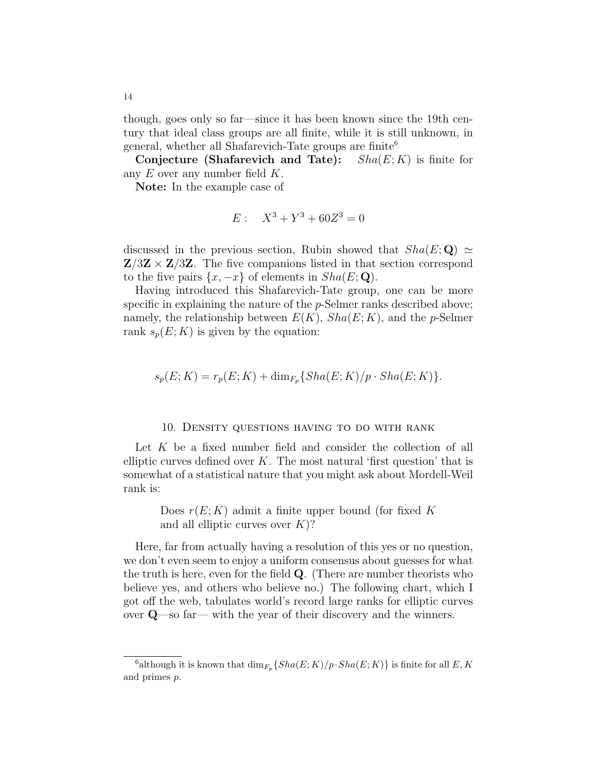though, goes only so far—since it has been known since the 19th century that ideal class groups are all finite, while it is still unknown, in general, whether all Shafarevich-Tate groups are finite[6]

**Conjecture (Shafarevich and Tate):** $Sha(E;K)$ is finite for any $E$ over any number field $K$.

**Note:** In the example case of

$$E: \quad X^3 + Y^3 + 60Z^3 = 0$$

discussed in the previous section, Rubin showed that $Sha(E;\mathbf{Q}) \simeq \mathbf{Z}/3\mathbf{Z} \times \mathbf{Z}/3\mathbf{Z}$. The five companions listed in that section correspond to the five pairs $\{x, -x\}$ of elements in $Sha(E;\mathbf{Q})$.

Having introduced this Shafarevich-Tate group, one can be more specific in explaining the nature of the $p$-Selmer ranks described above; namely, the relationship between $E(K)$, $Sha(E;K)$, and the $p$-Selmer rank $s_p(E;K)$ is given by the equation:

$$s_p(E;K) = r_p(E;K) + \dim_{F_p}\{Sha(E;K)/p \cdot Sha(E;K)\}.$$

## 10. Density questions having to do with rank

Let $K$ be a fixed number field and consider the collection of all elliptic curves defined over $K$. The most natural 'first question' that is somewhat of a statistical nature that you might ask about Mordell-Weil rank is:

> Does $r(E;K)$ admit a finite upper bound (for fixed $K$ and all elliptic curves over $K$)?

Here, far from actually having a resolution of this yes or no question, we don't even seem to enjoy a uniform consensus about guesses for what the truth is here, even for the field $\mathbf{Q}$. (There are number theorists who believe yes, and others who believe no.) The following chart, which I got off the web, tabulates world's record large ranks for elliptic curves over $\mathbf{Q}$—so far— with the year of their discovery and the winners.

---

[6] although it is known that $\dim_{F_p}\{Sha(E;K)/p \cdot Sha(E;K)\}$ is finite for all $E, K$ and primes $p$.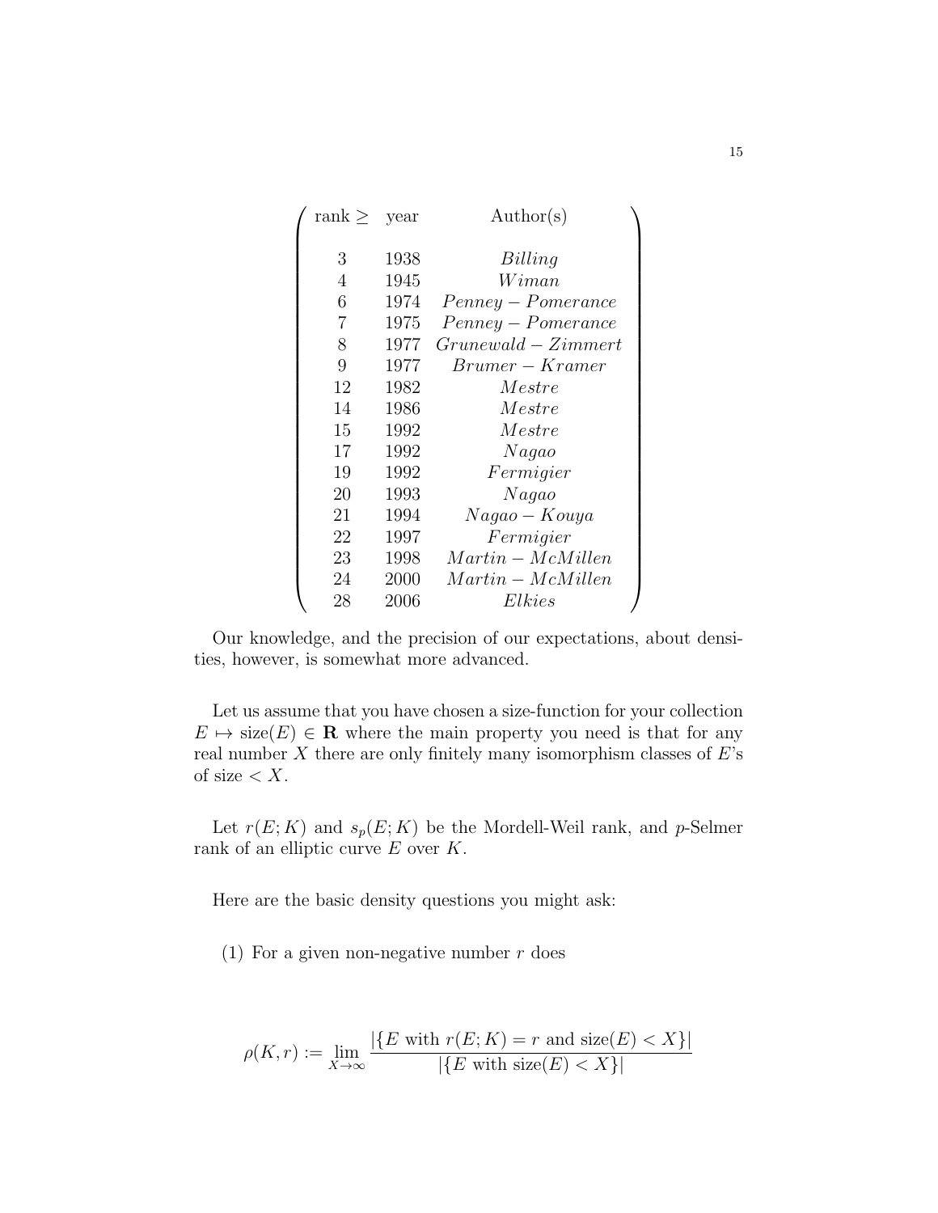| rank $\geq$ | year | Author(s) |
|---|---|---|
| 3 | 1938 | *Billing* |
| 4 | 1945 | *Wiman* |
| 6 | 1974 | *Penney – Pomerance* |
| 7 | 1975 | *Penney – Pomerance* |
| 8 | 1977 | *Grunewald – Zimmert* |
| 9 | 1977 | *Brumer – Kramer* |
| 12 | 1982 | *Mestre* |
| 14 | 1986 | *Mestre* |
| 15 | 1992 | *Mestre* |
| 17 | 1992 | *Nagao* |
| 19 | 1992 | *Fermigier* |
| 20 | 1993 | *Nagao* |
| 21 | 1994 | *Nagao – Kouya* |
| 22 | 1997 | *Fermigier* |
| 23 | 1998 | *Martin – McMillen* |
| 24 | 2000 | *Martin – McMillen* |
| 28 | 2006 | *Elkies* |

Our knowledge, and the precision of our expectations, about densities, however, is somewhat more advanced.

Let us assume that you have chosen a size-function for your collection $E \mapsto \text{size}(E) \in \mathbf{R}$ where the main property you need is that for any real number $X$ there are only finitely many isomorphism classes of $E$'s of size $< X$.

Let $r(E;K)$ and $s_p(E;K)$ be the Mordell-Weil rank, and $p$-Selmer rank of an elliptic curve $E$ over $K$.

Here are the basic density questions you might ask:

(1) For a given non-negative number $r$ does

$$\rho(K,r) := \lim_{X\to\infty} \frac{|\{E \text{ with } r(E;K) = r \text{ and size}(E) < X\}|}{|\{E \text{ with size}(E) < X\}|}$$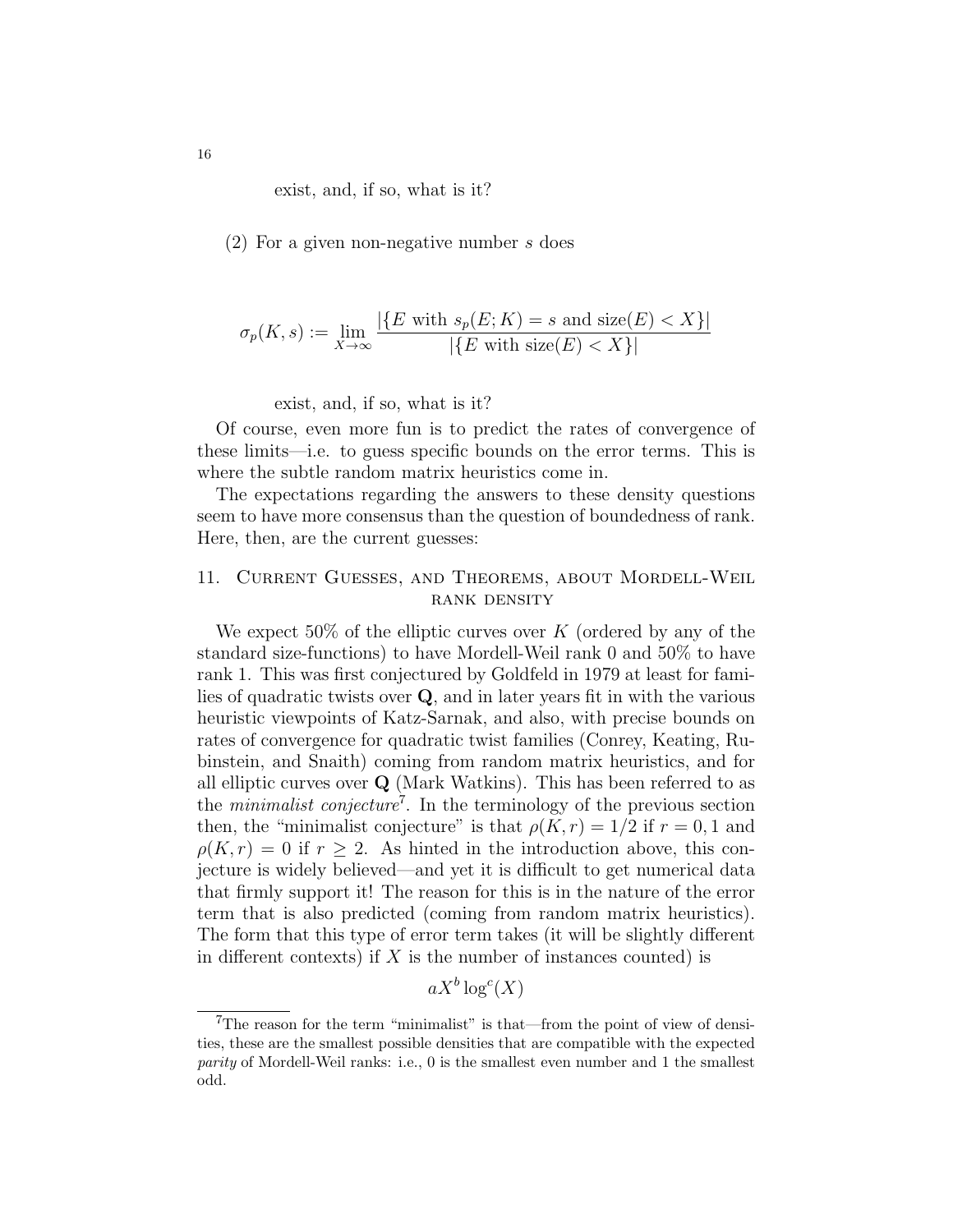exist, and, if so, what is it?

(2) For a given non-negative number $s$ does

$$\sigma_p(K, s) := \lim_{X \to \infty} \frac{|\{E \text{ with } s_p(E;K) = s \text{ and size}(E) < X\}|}{|\{E \text{ with size}(E) < X\}|}$$

exist, and, if so, what is it?

Of course, even more fun is to predict the rates of convergence of these limits—i.e. to guess specific bounds on the error terms. This is where the subtle random matrix heuristics come in.

The expectations regarding the answers to these density questions seem to have more consensus than the question of boundedness of rank. Here, then, are the current guesses:

## 11. Current Guesses, and Theorems, about Mordell-Weil rank density

We expect 50% of the elliptic curves over $K$ (ordered by any of the standard size-functions) to have Mordell-Weil rank 0 and 50% to have rank 1. This was first conjectured by Goldfeld in 1979 at least for families of quadratic twists over $\mathbf{Q}$, and in later years fit in with the various heuristic viewpoints of Katz-Sarnak, and also, with precise bounds on rates of convergence for quadratic twist families (Conrey, Keating, Rubinstein, and Snaith) coming from random matrix heuristics, and for all elliptic curves over $\mathbf{Q}$ (Mark Watkins). This has been referred to as the *minimalist conjecture*[7]. In the terminology of the previous section then, the "minimalist conjecture" is that $\rho(K, r) = 1/2$ if $r = 0, 1$ and $\rho(K, r) = 0$ if $r \geq 2$. As hinted in the introduction above, this conjecture is widely believed—and yet it is difficult to get numerical data that firmly support it! The reason for this is in the nature of the error term that is also predicted (coming from random matrix heuristics). The form that this type of error term takes (it will be slightly different in different contexts) if $X$ is the number of instances counted) is

$$aX^b \log^c(X)$$

[7]The reason for the term "minimalist" is that—from the point of view of densities, these are the smallest possible densities that are compatible with the expected *parity* of Mordell-Weil ranks: i.e., 0 is the smallest even number and 1 the smallest odd.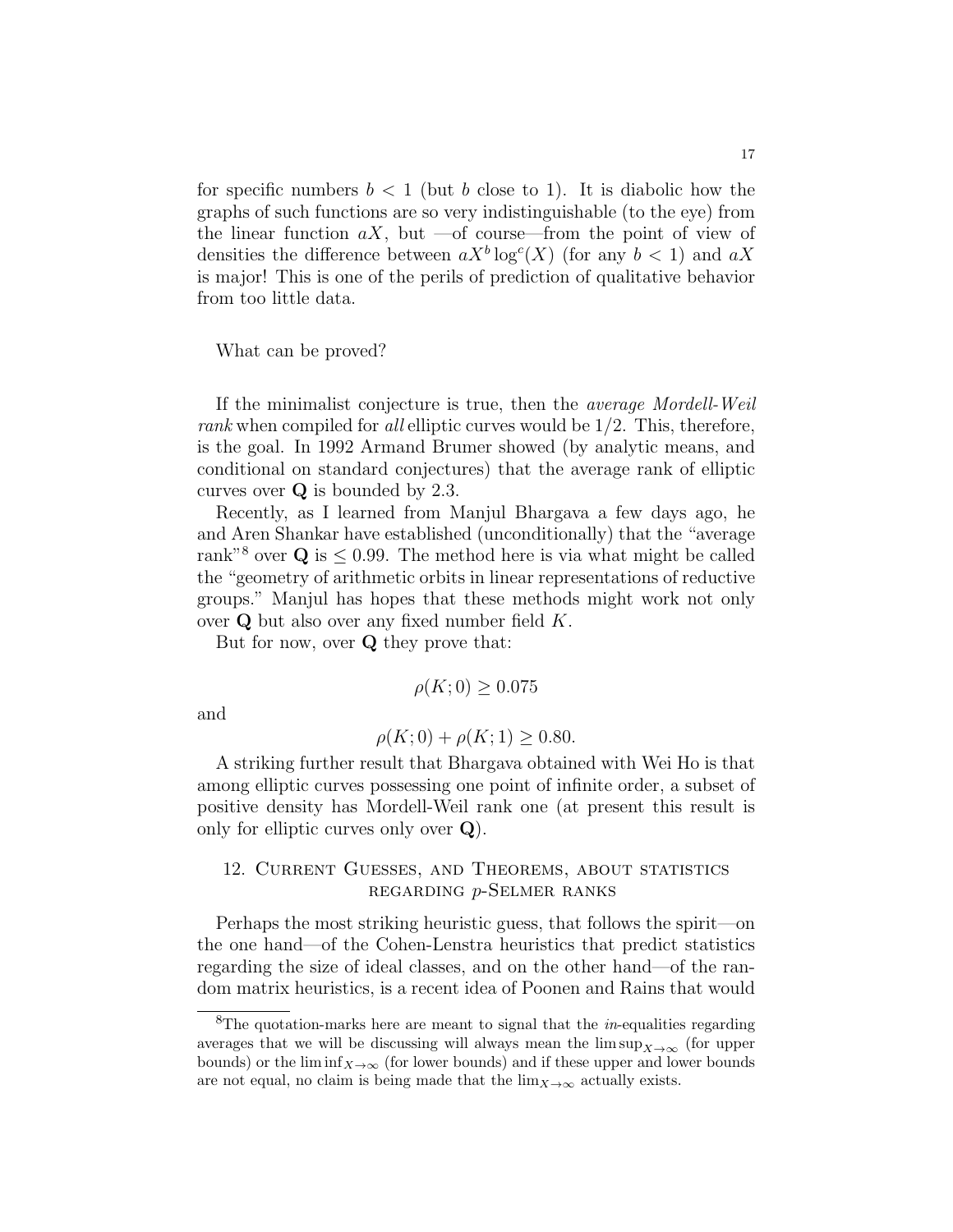for specific numbers $b < 1$ (but $b$ close to 1). It is diabolic how the graphs of such functions are so very indistinguishable (to the eye) from the linear function $aX$, but —of course—from the point of view of densities the difference between $aX^b \log^c(X)$ (for any $b < 1$) and $aX$ is major! This is one of the perils of prediction of qualitative behavior from too little data.

What can be proved?

If the minimalist conjecture is true, then the *average Mordell-Weil rank* when compiled for *all* elliptic curves would be $1/2$. This, therefore, is the goal. In 1992 Armand Brumer showed (by analytic means, and conditional on standard conjectures) that the average rank of elliptic curves over $\mathbf{Q}$ is bounded by 2.3.

Recently, as I learned from Manjul Bhargava a few days ago, he and Aren Shankar have established (unconditionally) that the "average rank"[8] over $\mathbf{Q}$ is $\leq 0.99$. The method here is via what might be called the "geometry of arithmetic orbits in linear representations of reductive groups." Manjul has hopes that these methods might work not only over $\mathbf{Q}$ but also over any fixed number field $K$.

But for now, over $\mathbf{Q}$ they prove that:

$$\rho(K; 0) \geq 0.075$$

and

$$\rho(K; 0) + \rho(K; 1) \geq 0.80.$$

A striking further result that Bhargava obtained with Wei Ho is that among elliptic curves possessing one point of infinite order, a subset of positive density has Mordell-Weil rank one (at present this result is only for elliptic curves only over $\mathbf{Q}$).

## 12. Current Guesses, and Theorems, about statistics regarding $p$-Selmer ranks

Perhaps the most striking heuristic guess, that follows the spirit—on the one hand—of the Cohen-Lenstra heuristics that predict statistics regarding the size of ideal classes, and on the other hand—of the random matrix heuristics, is a recent idea of Poonen and Rains that would

[8]The quotation-marks here are meant to signal that the *in*-equalities regarding averages that we will be discussing will always mean the $\limsup_{X\to\infty}$ (for upper bounds) or the $\liminf_{X\to\infty}$ (for lower bounds) and if these upper and lower bounds are not equal, no claim is being made that the $\lim_{X\to\infty}$ actually exists.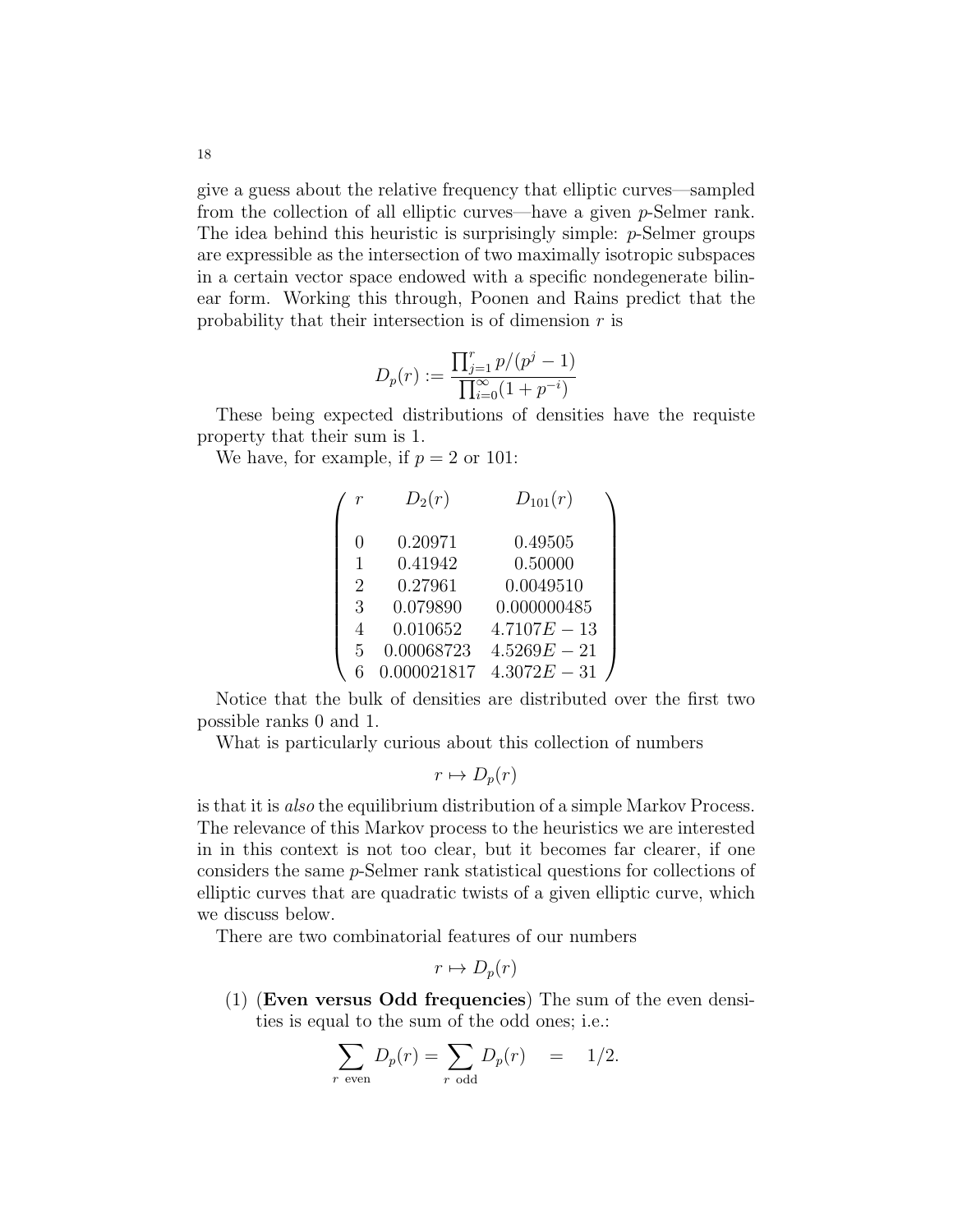give a guess about the relative frequency that elliptic curves—sampled from the collection of all elliptic curves—have a given $p$-Selmer rank. The idea behind this heuristic is surprisingly simple: $p$-Selmer groups are expressible as the intersection of two maximally isotropic subspaces in a certain vector space endowed with a specific nondegenerate bilinear form. Working this through, Poonen and Rains predict that the probability that their intersection is of dimension $r$ is

$$D_p(r) := \frac{\prod_{j=1}^{r} p/(p^j - 1)}{\prod_{i=0}^{\infty}(1 + p^{-i})}$$

These being expected distributions of densities have the requiste property that their sum is 1.

We have, for example, if $p = 2$ or 101:

| $r$ | $D_2(r)$ | $D_{101}(r)$ |
|---|---|---|
| 0 | 0.20971 | 0.49505 |
| 1 | 0.41942 | 0.50000 |
| 2 | 0.27961 | 0.0049510 |
| 3 | 0.079890 | 0.000000485 |
| 4 | 0.010652 | $4.7107E-13$ |
| 5 | 0.00068723 | $4.5269E-21$ |
| 6 | 0.000021817 | $4.3072E-31$ |

Notice that the bulk of densities are distributed over the first two possible ranks 0 and 1.

What is particularly curious about this collection of numbers

$$r \mapsto D_p(r)$$

is that it is *also* the equilibrium distribution of a simple Markov Process. The relevance of this Markov process to the heuristics we are interested in in this context is not too clear, but it becomes far clearer, if one considers the same $p$-Selmer rank statistical questions for collections of elliptic curves that are quadratic twists of a given elliptic curve, which we discuss below.

There are two combinatorial features of our numbers

$$r \mapsto D_p(r)$$

(1) (**Even versus Odd frequencies**) The sum of the even densities is equal to the sum of the odd ones; i.e.:

$$\sum_{r \text{ even}} D_p(r) = \sum_{r \text{ odd}} D_p(r) \quad = \quad 1/2.$$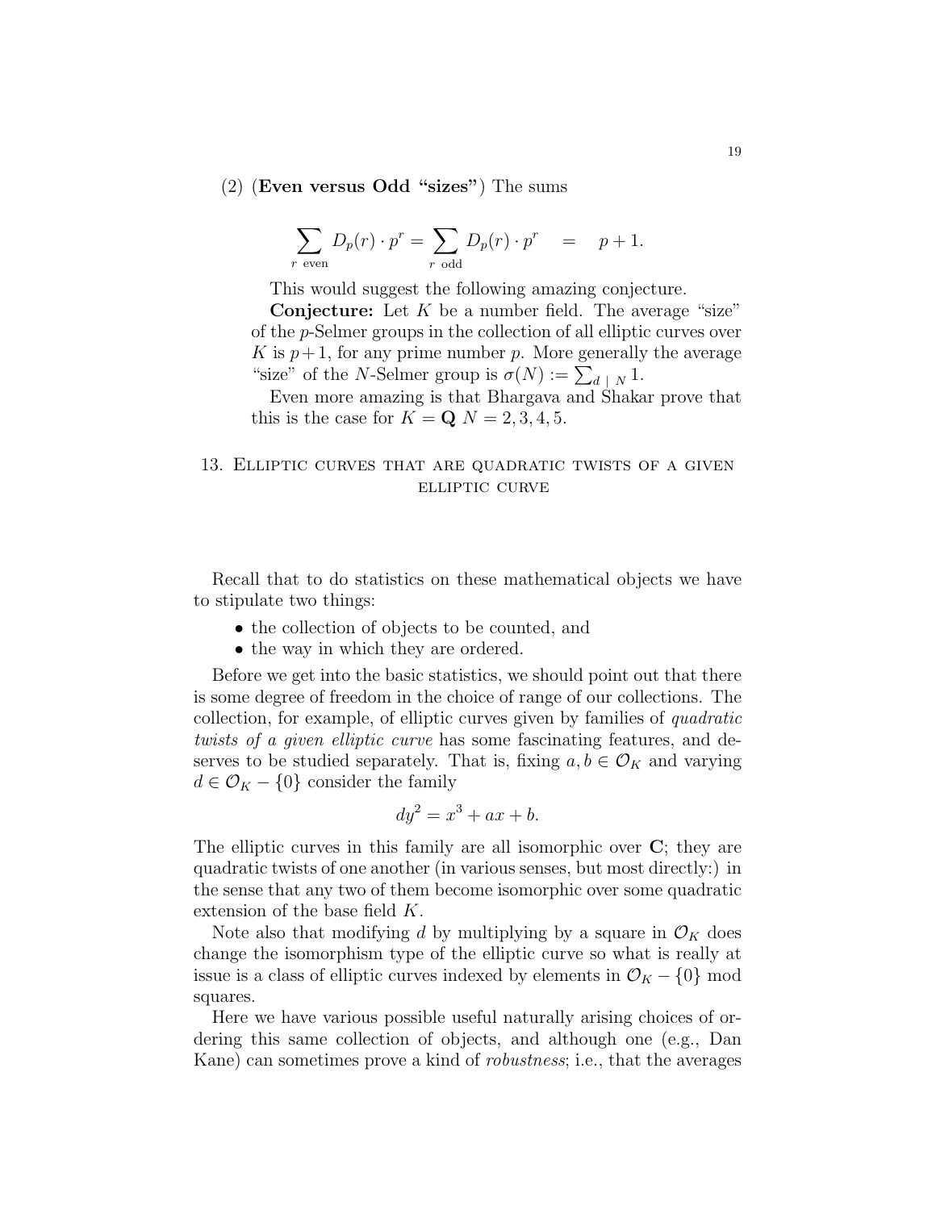(2) (**Even versus Odd "sizes"**) The sums

$$\sum_{r \text{ even}} D_p(r) \cdot p^r = \sum_{r \text{ odd}} D_p(r) \cdot p^r \quad = \quad p+1.$$

This would suggest the following amazing conjecture.

**Conjecture:** Let $K$ be a number field. The average "size" of the $p$-Selmer groups in the collection of all elliptic curves over $K$ is $p+1$, for any prime number $p$. More generally the average "size" of the $N$-Selmer group is $\sigma(N) := \sum_{d \mid N} 1$.

Even more amazing is that Bhargava and Shakar prove that this is the case for $K = \mathbf{Q}$ $N = 2, 3, 4, 5$.

## 13. Elliptic curves that are quadratic twists of a given elliptic curve

Recall that to do statistics on these mathematical objects we have to stipulate two things:

- the collection of objects to be counted, and
- the way in which they are ordered.

Before we get into the basic statistics, we should point out that there is some degree of freedom in the choice of range of our collections. The collection, for example, of elliptic curves given by families of *quadratic twists of a given elliptic curve* has some fascinating features, and deserves to be studied separately. That is, fixing $a, b \in \mathcal{O}_K$ and varying $d \in \mathcal{O}_K - \{0\}$ consider the family

$$dy^2 = x^3 + ax + b.$$

The elliptic curves in this family are all isomorphic over $\mathbf{C}$; they are quadratic twists of one another (in various senses, but most directly:) in the sense that any two of them become isomorphic over some quadratic extension of the base field $K$.

Note also that modifying $d$ by multiplying by a square in $\mathcal{O}_K$ does change the isomorphism type of the elliptic curve so what is really at issue is a class of elliptic curves indexed by elements in $\mathcal{O}_K - \{0\}$ mod squares.

Here we have various possible useful naturally arising choices of ordering this same collection of objects, and although one (e.g., Dan Kane) can sometimes prove a kind of *robustness*; i.e., that the averages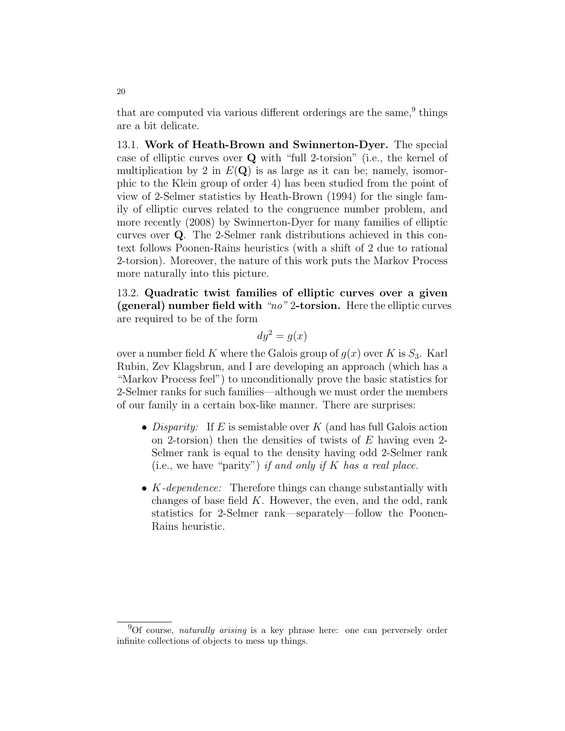that are computed via various different orderings are the same,[9] things are a bit delicate.

13.1. **Work of Heath-Brown and Swinnerton-Dyer.** The special case of elliptic curves over $\mathbf{Q}$ with "full 2-torsion" (i.e., the kernel of multiplication by 2 in $E(\mathbf{Q})$ is as large as it can be; namely, isomorphic to the Klein group of order 4) has been studied from the point of view of 2-Selmer statistics by Heath-Brown (1994) for the single family of elliptic curves related to the congruence number problem, and more recently (2008) by Swinnerton-Dyer for many families of elliptic curves over $\mathbf{Q}$. The 2-Selmer rank distributions achieved in this context follows Poonen-Rains heuristics (with a shift of 2 due to rational 2-torsion). Moreover, the nature of this work puts the Markov Process more naturally into this picture.

13.2. **Quadratic twist families of elliptic curves over a given (general) number field with** *"no"* **2-torsion.** Here the elliptic curves are required to be of the form

$$dy^2 = g(x)$$

over a number field $K$ where the Galois group of $g(x)$ over $K$ is $S_3$. Karl Rubin, Zev Klagsbrun, and I are developing an approach (which has a "Markov Process feel") to unconditionally prove the basic statistics for 2-Selmer ranks for such families—although we must order the members of our family in a certain box-like manner. There are surprises:

- *Disparity:* If $E$ is semistable over $K$ (and has full Galois action on 2-torsion) then the densities of twists of $E$ having even 2-Selmer rank is equal to the density having odd 2-Selmer rank (i.e., we have "parity") *if and only if $K$ has a real place.*
- *$K$-dependence:* Therefore things can change substantially with changes of base field $K$. However, the even, and the odd, rank statistics for 2-Selmer rank—separately—follow the Poonen-Rains heuristic.

[9] Of course, *naturally arising* is a key phrase here: one can perversely order infinite collections of objects to mess up things.